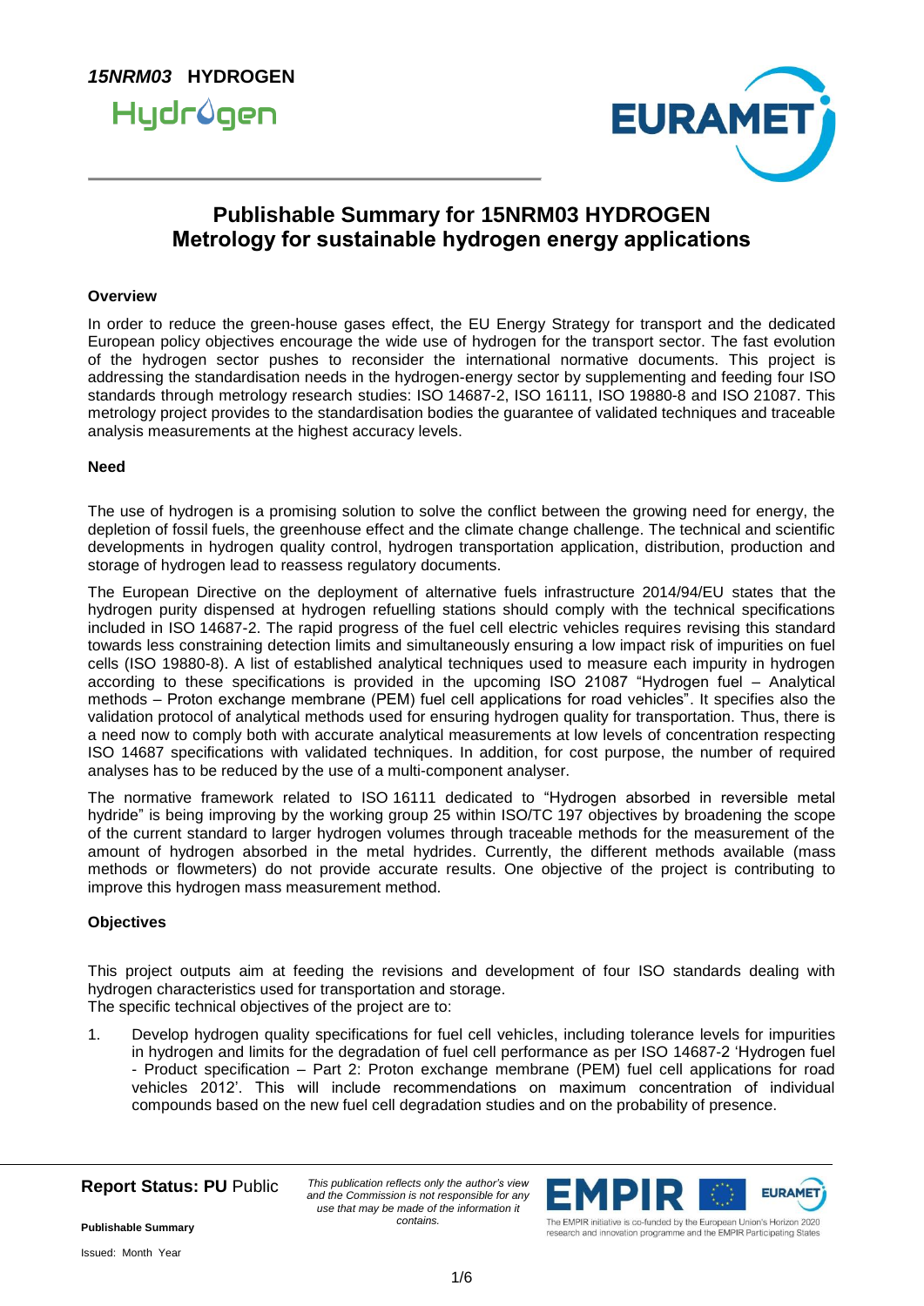*15NRM03* **HYDROGEN**

# Publishable Summary for 15NRM03 HYDROGEN
# Metrology for sustainable hydrogen energy applications

### Overview

In order to reduce the green-house gases effect, the EU Energy Strategy for transport and the dedicated European policy objectives encourage the wide use of hydrogen for the transport sector. The fast evolution of the hydrogen sector pushes to reconsider the international normative documents. This project is addressing the standardisation needs in the hydrogen-energy sector by supplementing and feeding four ISO standards through metrology research studies: ISO 14687-2, ISO 16111, ISO 19880-8 and ISO 21087. This metrology project provides to the standardisation bodies the guarantee of validated techniques and traceable analysis measurements at the highest accuracy levels.

### Need

The use of hydrogen is a promising solution to solve the conflict between the growing need for energy, the depletion of fossil fuels, the greenhouse effect and the climate change challenge. The technical and scientific developments in hydrogen quality control, hydrogen transportation application, distribution, production and storage of hydrogen lead to reassess regulatory documents.

The European Directive on the deployment of alternative fuels infrastructure 2014/94/EU states that the hydrogen purity dispensed at hydrogen refuelling stations should comply with the technical specifications included in ISO 14687-2. The rapid progress of the fuel cell electric vehicles requires revising this standard towards less constraining detection limits and simultaneously ensuring a low impact risk of impurities on fuel cells (ISO 19880-8). A list of established analytical techniques used to measure each impurity in hydrogen according to these specifications is provided in the upcoming ISO 21087 "Hydrogen fuel – Analytical methods – Proton exchange membrane (PEM) fuel cell applications for road vehicles". It specifies also the validation protocol of analytical methods used for ensuring hydrogen quality for transportation. Thus, there is a need now to comply both with accurate analytical measurements at low levels of concentration respecting ISO 14687 specifications with validated techniques. In addition, for cost purpose, the number of required analyses has to be reduced by the use of a multi-component analyser.

The normative framework related to ISO 16111 dedicated to "Hydrogen absorbed in reversible metal hydride" is being improving by the working group 25 within ISO/TC 197 objectives by broadening the scope of the current standard to larger hydrogen volumes through traceable methods for the measurement of the amount of hydrogen absorbed in the metal hydrides. Currently, the different methods available (mass methods or flowmeters) do not provide accurate results. One objective of the project is contributing to improve this hydrogen mass measurement method.

### Objectives

This project outputs aim at feeding the revisions and development of four ISO standards dealing with hydrogen characteristics used for transportation and storage.
The specific technical objectives of the project are to:

1. Develop hydrogen quality specifications for fuel cell vehicles, including tolerance levels for impurities in hydrogen and limits for the degradation of fuel cell performance as per ISO 14687-2 'Hydrogen fuel - Product specification – Part 2: Proton exchange membrane (PEM) fuel cell applications for road vehicles 2012'. This will include recommendations on maximum concentration of individual compounds based on the new fuel cell degradation studies and on the probability of presence.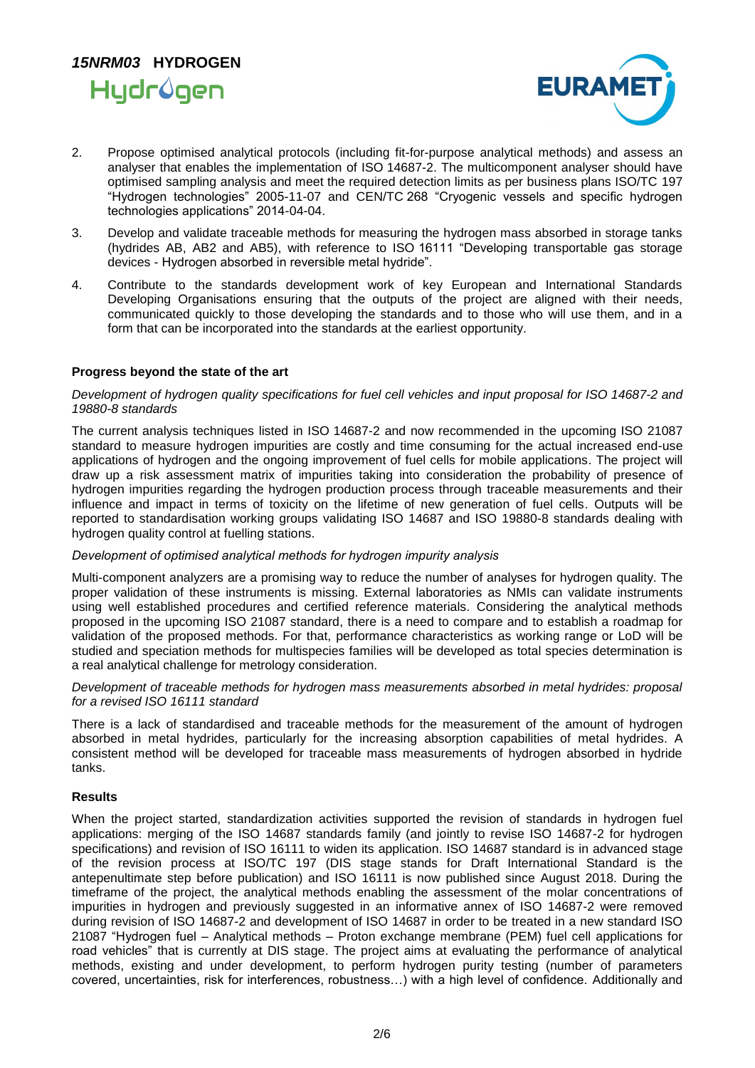2. Propose optimised analytical protocols (including fit-for-purpose analytical methods) and assess an analyser that enables the implementation of ISO 14687-2. The multicomponent analyser should have optimised sampling analysis and meet the required detection limits as per business plans ISO/TC 197 "Hydrogen technologies" 2005-11-07 and CEN/TC 268 "Cryogenic vessels and specific hydrogen technologies applications" 2014-04-04.
3. Develop and validate traceable methods for measuring the hydrogen mass absorbed in storage tanks (hydrides AB, AB2 and AB5), with reference to ISO 16111 "Developing transportable gas storage devices - Hydrogen absorbed in reversible metal hydride".
4. Contribute to the standards development work of key European and International Standards Developing Organisations ensuring that the outputs of the project are aligned with their needs, communicated quickly to those developing the standards and to those who will use them, and in a form that can be incorporated into the standards at the earliest opportunity.

**Progress beyond the state of the art**

*Development of hydrogen quality specifications for fuel cell vehicles and input proposal for ISO 14687-2 and 19880-8 standards*

The current analysis techniques listed in ISO 14687-2 and now recommended in the upcoming ISO 21087 standard to measure hydrogen impurities are costly and time consuming for the actual increased end-use applications of hydrogen and the ongoing improvement of fuel cells for mobile applications. The project will draw up a risk assessment matrix of impurities taking into consideration the probability of presence of hydrogen impurities regarding the hydrogen production process through traceable measurements and their influence and impact in terms of toxicity on the lifetime of new generation of fuel cells. Outputs will be reported to standardisation working groups validating ISO 14687 and ISO 19880-8 standards dealing with hydrogen quality control at fuelling stations.

*Development of optimised analytical methods for hydrogen impurity analysis*

Multi-component analyzers are a promising way to reduce the number of analyses for hydrogen quality. The proper validation of these instruments is missing. External laboratories as NMIs can validate instruments using well established procedures and certified reference materials. Considering the analytical methods proposed in the upcoming ISO 21087 standard, there is a need to compare and to establish a roadmap for validation of the proposed methods. For that, performance characteristics as working range or LoD will be studied and speciation methods for multispecies families will be developed as total species determination is a real analytical challenge for metrology consideration.

*Development of traceable methods for hydrogen mass measurements absorbed in metal hydrides: proposal for a revised ISO 16111 standard*

There is a lack of standardised and traceable methods for the measurement of the amount of hydrogen absorbed in metal hydrides, particularly for the increasing absorption capabilities of metal hydrides. A consistent method will be developed for traceable mass measurements of hydrogen absorbed in hydride tanks.

**Results**

When the project started, standardization activities supported the revision of standards in hydrogen fuel applications: merging of the ISO 14687 standards family (and jointly to revise ISO 14687-2 for hydrogen specifications) and revision of ISO 16111 to widen its application. ISO 14687 standard is in advanced stage of the revision process at ISO/TC 197 (DIS stage stands for Draft International Standard is the antepenultimate step before publication) and ISO 16111 is now published since August 2018. During the timeframe of the project, the analytical methods enabling the assessment of the molar concentrations of impurities in hydrogen and previously suggested in an informative annex of ISO 14687-2 were removed during revision of ISO 14687-2 and development of ISO 14687 in order to be treated in a new standard ISO 21087 "Hydrogen fuel – Analytical methods – Proton exchange membrane (PEM) fuel cell applications for road vehicles" that is currently at DIS stage. The project aims at evaluating the performance of analytical methods, existing and under development, to perform hydrogen purity testing (number of parameters covered, uncertainties, risk for interferences, robustness…) with a high level of confidence. Additionally and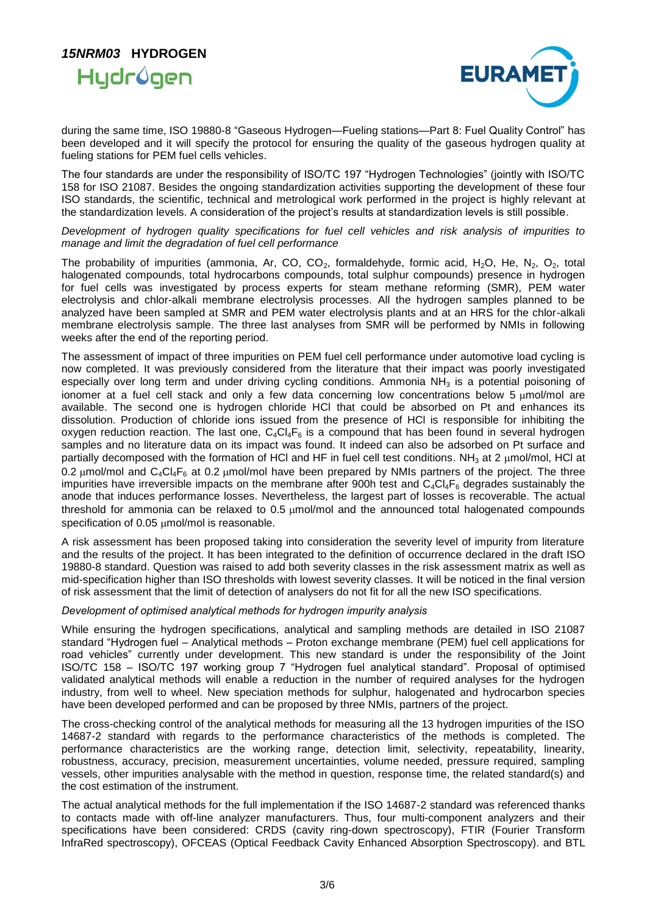during the same time, ISO 19880-8 "Gaseous Hydrogen—Fueling stations—Part 8: Fuel Quality Control" has been developed and it will specify the protocol for ensuring the quality of the gaseous hydrogen quality at fueling stations for PEM fuel cells vehicles.

The four standards are under the responsibility of ISO/TC 197 "Hydrogen Technologies" (jointly with ISO/TC 158 for ISO 21087. Besides the ongoing standardization activities supporting the development of these four ISO standards, the scientific, technical and metrological work performed in the project is highly relevant at the standardization levels. A consideration of the project's results at standardization levels is still possible.

*Development of hydrogen quality specifications for fuel cell vehicles and risk analysis of impurities to manage and limit the degradation of fuel cell performance*

The probability of impurities (ammonia, Ar, CO, $CO_2$, formaldehyde, formic acid, $H_2O$, He, $N_2$, $O_2$, total halogenated compounds, total hydrocarbons compounds, total sulphur compounds) presence in hydrogen for fuel cells was investigated by process experts for steam methane reforming (SMR), PEM water electrolysis and chlor-alkali membrane electrolysis processes. All the hydrogen samples planned to be analyzed have been sampled at SMR and PEM water electrolysis plants and at an HRS for the chlor-alkali membrane electrolysis sample. The three last analyses from SMR will be performed by NMIs in following weeks after the end of the reporting period.

The assessment of impact of three impurities on PEM fuel cell performance under automotive load cycling is now completed. It was previously considered from the literature that their impact was poorly investigated especially over long term and under driving cycling conditions. Ammonia $NH_3$ is a potential poisoning of ionomer at a fuel cell stack and only a few data concerning low concentrations below 5 µmol/mol are available. The second one is hydrogen chloride HCl that could be absorbed on Pt and enhances its dissolution. Production of chloride ions issued from the presence of HCl is responsible for inhibiting the oxygen reduction reaction. The last one, $C_4Cl_4F_6$ is a compound that has been found in several hydrogen samples and no literature data on its impact was found. It indeed can also be adsorbed on Pt surface and partially decomposed with the formation of HCl and HF in fuel cell test conditions. $NH_3$ at 2 µmol/mol, HCl at 0.2 µmol/mol and $C_4Cl_4F_6$ at 0.2 µmol/mol have been prepared by NMIs partners of the project. The three impurities have irreversible impacts on the membrane after 900h test and $C_4Cl_4F_6$ degrades sustainably the anode that induces performance losses. Nevertheless, the largest part of losses is recoverable. The actual threshold for ammonia can be relaxed to 0.5 µmol/mol and the announced total halogenated compounds specification of 0.05 µmol/mol is reasonable.

A risk assessment has been proposed taking into consideration the severity level of impurity from literature and the results of the project. It has been integrated to the definition of occurrence declared in the draft ISO 19880-8 standard. Question was raised to add both severity classes in the risk assessment matrix as well as mid-specification higher than ISO thresholds with lowest severity classes. It will be noticed in the final version of risk assessment that the limit of detection of analysers do not fit for all the new ISO specifications.

*Development of optimised analytical methods for hydrogen impurity analysis*

While ensuring the hydrogen specifications, analytical and sampling methods are detailed in ISO 21087 standard "Hydrogen fuel – Analytical methods – Proton exchange membrane (PEM) fuel cell applications for road vehicles" currently under development. This new standard is under the responsibility of the Joint ISO/TC 158 – ISO/TC 197 working group 7 "Hydrogen fuel analytical standard". Proposal of optimised validated analytical methods will enable a reduction in the number of required analyses for the hydrogen industry, from well to wheel. New speciation methods for sulphur, halogenated and hydrocarbon species have been developed performed and can be proposed by three NMIs, partners of the project.

The cross-checking control of the analytical methods for measuring all the 13 hydrogen impurities of the ISO 14687-2 standard with regards to the performance characteristics of the methods is completed. The performance characteristics are the working range, detection limit, selectivity, repeatability, linearity, robustness, accuracy, precision, measurement uncertainties, volume needed, pressure required, sampling vessels, other impurities analysable with the method in question, response time, the related standard(s) and the cost estimation of the instrument.

The actual analytical methods for the full implementation if the ISO 14687-2 standard was referenced thanks to contacts made with off-line analyzer manufacturers. Thus, four multi-component analyzers and their specifications have been considered: CRDS (cavity ring-down spectroscopy), FTIR (Fourier Transform InfraRed spectroscopy), OFCEAS (Optical Feedback Cavity Enhanced Absorption Spectroscopy). and BTL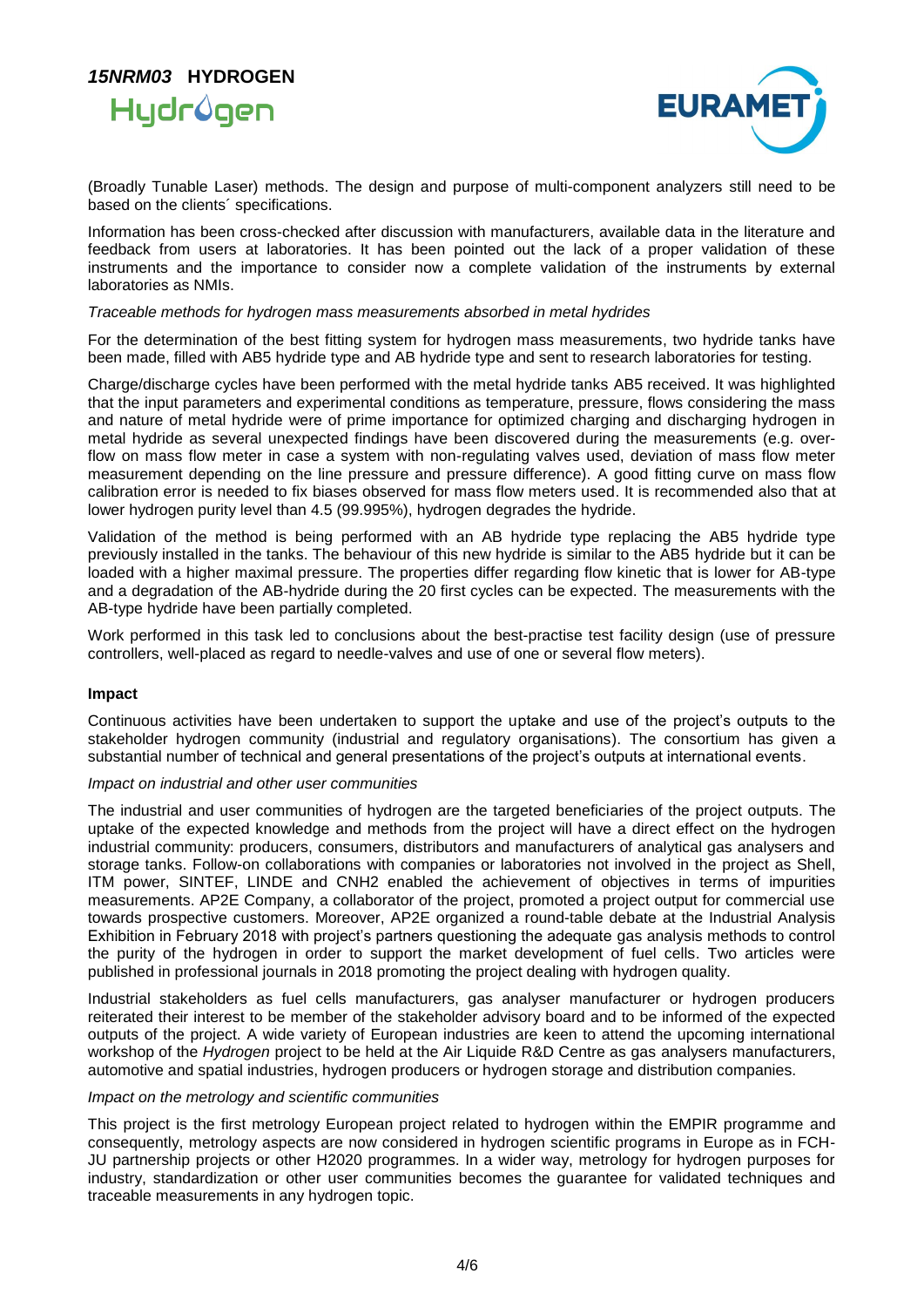(Broadly Tunable Laser) methods. The design and purpose of multi-component analyzers still need to be based on the clients´ specifications.

Information has been cross-checked after discussion with manufacturers, available data in the literature and feedback from users at laboratories. It has been pointed out the lack of a proper validation of these instruments and the importance to consider now a complete validation of the instruments by external laboratories as NMIs.

*Traceable methods for hydrogen mass measurements absorbed in metal hydrides*

For the determination of the best fitting system for hydrogen mass measurements, two hydride tanks have been made, filled with AB5 hydride type and AB hydride type and sent to research laboratories for testing.

Charge/discharge cycles have been performed with the metal hydride tanks AB5 received. It was highlighted that the input parameters and experimental conditions as temperature, pressure, flows considering the mass and nature of metal hydride were of prime importance for optimized charging and discharging hydrogen in metal hydride as several unexpected findings have been discovered during the measurements (e.g. overflow on mass flow meter in case a system with non-regulating valves used, deviation of mass flow meter measurement depending on the line pressure and pressure difference). A good fitting curve on mass flow calibration error is needed to fix biases observed for mass flow meters used. It is recommended also that at lower hydrogen purity level than 4.5 (99.995%), hydrogen degrades the hydride.

Validation of the method is being performed with an AB hydride type replacing the AB5 hydride type previously installed in the tanks. The behaviour of this new hydride is similar to the AB5 hydride but it can be loaded with a higher maximal pressure. The properties differ regarding flow kinetic that is lower for AB-type and a degradation of the AB-hydride during the 20 first cycles can be expected. The measurements with the AB-type hydride have been partially completed.

Work performed in this task led to conclusions about the best-practise test facility design (use of pressure controllers, well-placed as regard to needle-valves and use of one or several flow meters).

**Impact**

Continuous activities have been undertaken to support the uptake and use of the project's outputs to the stakeholder hydrogen community (industrial and regulatory organisations). The consortium has given a substantial number of technical and general presentations of the project's outputs at international events.

*Impact on industrial and other user communities*

The industrial and user communities of hydrogen are the targeted beneficiaries of the project outputs. The uptake of the expected knowledge and methods from the project will have a direct effect on the hydrogen industrial community: producers, consumers, distributors and manufacturers of analytical gas analysers and storage tanks. Follow-on collaborations with companies or laboratories not involved in the project as Shell, ITM power, SINTEF, LINDE and CNH2 enabled the achievement of objectives in terms of impurities measurements. AP2E Company, a collaborator of the project, promoted a project output for commercial use towards prospective customers. Moreover, AP2E organized a round-table debate at the Industrial Analysis Exhibition in February 2018 with project's partners questioning the adequate gas analysis methods to control the purity of the hydrogen in order to support the market development of fuel cells. Two articles were published in professional journals in 2018 promoting the project dealing with hydrogen quality.

Industrial stakeholders as fuel cells manufacturers, gas analyser manufacturer or hydrogen producers reiterated their interest to be member of the stakeholder advisory board and to be informed of the expected outputs of the project. A wide variety of European industries are keen to attend the upcoming international workshop of the *Hydrogen* project to be held at the Air Liquide R&D Centre as gas analysers manufacturers, automotive and spatial industries, hydrogen producers or hydrogen storage and distribution companies.

*Impact on the metrology and scientific communities*

This project is the first metrology European project related to hydrogen within the EMPIR programme and consequently, metrology aspects are now considered in hydrogen scientific programs in Europe as in FCH-JU partnership projects or other H2020 programmes. In a wider way, metrology for hydrogen purposes for industry, standardization or other user communities becomes the guarantee for validated techniques and traceable measurements in any hydrogen topic.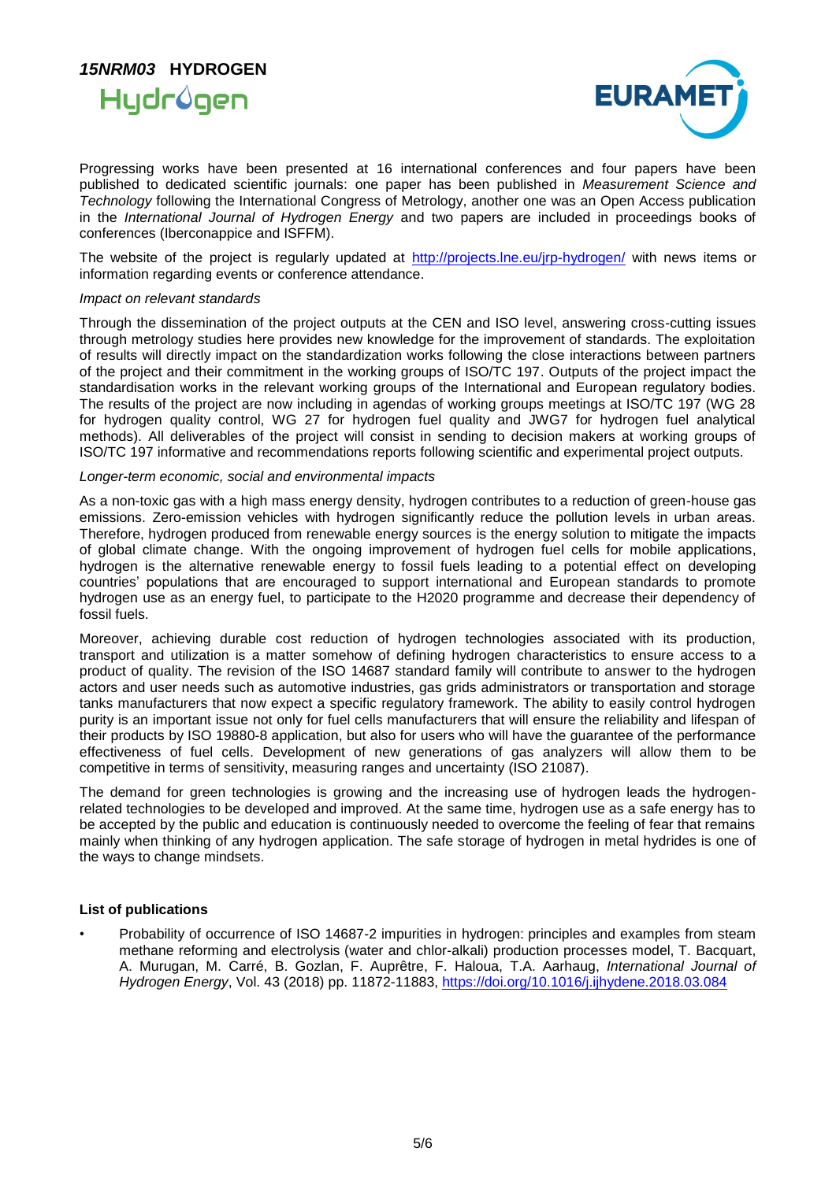Progressing works have been presented at 16 international conferences and four papers have been published to dedicated scientific journals: one paper has been published in *Measurement Science and Technology* following the International Congress of Metrology, another one was an Open Access publication in the *International Journal of Hydrogen Energy* and two papers are included in proceedings books of conferences (Iberconappice and ISFFM).

The website of the project is regularly updated at http://projects.lne.eu/jrp-hydrogen/ with news items or information regarding events or conference attendance.

*Impact on relevant standards*

Through the dissemination of the project outputs at the CEN and ISO level, answering cross-cutting issues through metrology studies here provides new knowledge for the improvement of standards. The exploitation of results will directly impact on the standardization works following the close interactions between partners of the project and their commitment in the working groups of ISO/TC 197. Outputs of the project impact the standardisation works in the relevant working groups of the International and European regulatory bodies. The results of the project are now including in agendas of working groups meetings at ISO/TC 197 (WG 28 for hydrogen quality control, WG 27 for hydrogen fuel quality and JWG7 for hydrogen fuel analytical methods). All deliverables of the project will consist in sending to decision makers at working groups of ISO/TC 197 informative and recommendations reports following scientific and experimental project outputs.

*Longer-term economic, social and environmental impacts*

As a non-toxic gas with a high mass energy density, hydrogen contributes to a reduction of green-house gas emissions. Zero-emission vehicles with hydrogen significantly reduce the pollution levels in urban areas. Therefore, hydrogen produced from renewable energy sources is the energy solution to mitigate the impacts of global climate change. With the ongoing improvement of hydrogen fuel cells for mobile applications, hydrogen is the alternative renewable energy to fossil fuels leading to a potential effect on developing countries' populations that are encouraged to support international and European standards to promote hydrogen use as an energy fuel, to participate to the H2020 programme and decrease their dependency of fossil fuels.

Moreover, achieving durable cost reduction of hydrogen technologies associated with its production, transport and utilization is a matter somehow of defining hydrogen characteristics to ensure access to a product of quality. The revision of the ISO 14687 standard family will contribute to answer to the hydrogen actors and user needs such as automotive industries, gas grids administrators or transportation and storage tanks manufacturers that now expect a specific regulatory framework. The ability to easily control hydrogen purity is an important issue not only for fuel cells manufacturers that will ensure the reliability and lifespan of their products by ISO 19880-8 application, but also for users who will have the guarantee of the performance effectiveness of fuel cells. Development of new generations of gas analyzers will allow them to be competitive in terms of sensitivity, measuring ranges and uncertainty (ISO 21087).

The demand for green technologies is growing and the increasing use of hydrogen leads the hydrogen-related technologies to be developed and improved. At the same time, hydrogen use as a safe energy has to be accepted by the public and education is continuously needed to overcome the feeling of fear that remains mainly when thinking of any hydrogen application. The safe storage of hydrogen in metal hydrides is one of the ways to change mindsets.

**List of publications**

- Probability of occurrence of ISO 14687-2 impurities in hydrogen: principles and examples from steam methane reforming and electrolysis (water and chlor-alkali) production processes model, T. Bacquart, A. Murugan, M. Carré, B. Gozlan, F. Auprêtre, F. Haloua, T.A. Aarhaug, *International Journal of Hydrogen Energy*, Vol. 43 (2018) pp. 11872-11883, https://doi.org/10.1016/j.ijhydene.2018.03.084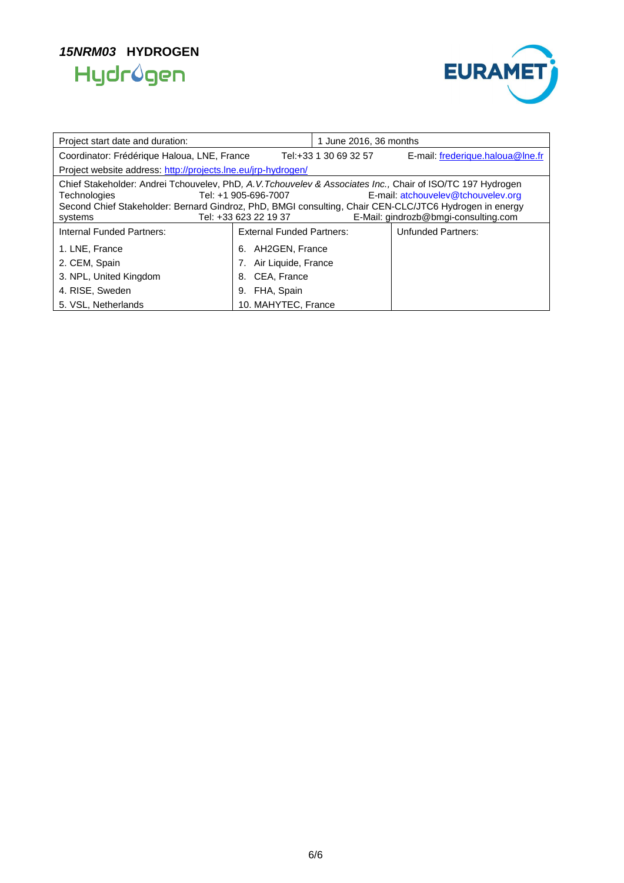***15NRM03* HYDROGEN**

Hydrogen

| | | |
|---|---|---|
| Project start date and duration: | | 1 June 2016, 36 months |
| Coordinator: Frédérique Haloua, LNE, France Tel:+33 1 30 69 32 57 E-mail: frederique.haloua@lne.fr | | |
| Project website address: http://projects.lne.eu/jrp-hydrogen/ | | |
| Chief Stakeholder: Andrei Tchouvelev, PhD, *A.V.Tchouvelev & Associates Inc.,* Chair of ISO/TC 197 Hydrogen Technologies Tel: +1 905-696-7007 E-mail: atchouvelev@tchouvelev.org<br>Second Chief Stakeholder: Bernard Gindroz, PhD, BMGI consulting, Chair CEN-CLC/JTC6 Hydrogen in energy systems Tel: +33 623 22 19 37 E-Mail: gindrozb@bmgi-consulting.com | | |
| Internal Funded Partners: | External Funded Partners: | Unfunded Partners: |
| 1. LNE, France | 6. AH2GEN, France | |
| 2. CEM, Spain | 7. Air Liquide, France | |
| 3. NPL, United Kingdom | 8. CEA, France | |
| 4. RISE, Sweden | 9. FHA, Spain | |
| 5. VSL, Netherlands | 10. MAHYTEC, France | |